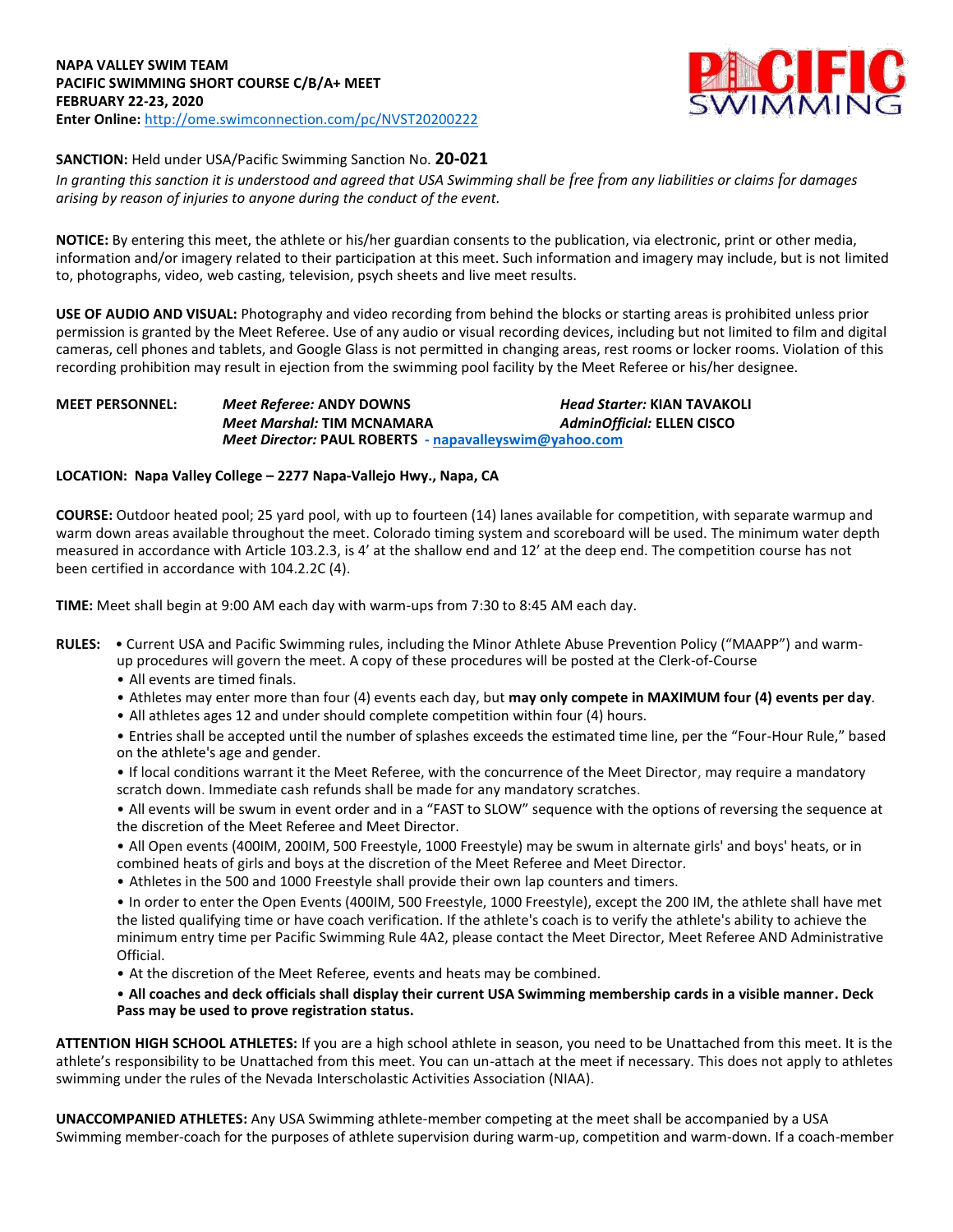**NAPA VALLEY SWIM TEAM**
**PACIFIC SWIMMING SHORT COURSE C/B/A+ MEET**
**FEBRUARY 22-23, 2020**
**Enter Online:** http://ome.swimconnection.com/pc/NVST20200222

**SANCTION:** Held under USA/Pacific Swimming Sanction No. **20-021**

*In granting this sanction it is understood and agreed that USA Swimming shall be free from any liabilities or claims for damages arising by reason of injuries to anyone during the conduct of the event.*

**NOTICE:** By entering this meet, the athlete or his/her guardian consents to the publication, via electronic, print or other media, information and/or imagery related to their participation at this meet. Such information and imagery may include, but is not limited to, photographs, video, web casting, television, psych sheets and live meet results.

**USE OF AUDIO AND VISUAL:** Photography and video recording from behind the blocks or starting areas is prohibited unless prior permission is granted by the Meet Referee. Use of any audio or visual recording devices, including but not limited to film and digital cameras, cell phones and tablets, and Google Glass is not permitted in changing areas, rest rooms or locker rooms. Violation of this recording prohibition may result in ejection from the swimming pool facility by the Meet Referee or his/her designee.

**MEET PERSONNEL:**
*Meet Referee:* **ANDY DOWNS** — *Head Starter:* **KIAN TAVAKOLI**
*Meet Marshal:* **TIM MCNAMARA** — *AdminOfficial:* **ELLEN CISCO**
*Meet Director:* **PAUL ROBERTS - napavalleyswim@yahoo.com**

**LOCATION: Napa Valley College – 2277 Napa-Vallejo Hwy., Napa, CA**

**COURSE:** Outdoor heated pool; 25 yard pool, with up to fourteen (14) lanes available for competition, with separate warmup and warm down areas available throughout the meet. Colorado timing system and scoreboard will be used. The minimum water depth measured in accordance with Article 103.2.3, is 4' at the shallow end and 12' at the deep end. The competition course has not been certified in accordance with 104.2.2C (4).

**TIME:** Meet shall begin at 9:00 AM each day with warm-ups from 7:30 to 8:45 AM each day.

**RULES:**

- Current USA and Pacific Swimming rules, including the Minor Athlete Abuse Prevention Policy ("MAAPP") and warm-up procedures will govern the meet. A copy of these procedures will be posted at the Clerk-of-Course
- All events are timed finals.
- Athletes may enter more than four (4) events each day, but **may only compete in MAXIMUM four (4) events per day**.
- All athletes ages 12 and under should complete competition within four (4) hours.
- Entries shall be accepted until the number of splashes exceeds the estimated time line, per the "Four-Hour Rule," based on the athlete's age and gender.
- If local conditions warrant it the Meet Referee, with the concurrence of the Meet Director, may require a mandatory scratch down. Immediate cash refunds shall be made for any mandatory scratches.
- All events will be swum in event order and in a "FAST to SLOW" sequence with the options of reversing the sequence at the discretion of the Meet Referee and Meet Director.
- All Open events (400IM, 200IM, 500 Freestyle, 1000 Freestyle) may be swum in alternate girls' and boys' heats, or in combined heats of girls and boys at the discretion of the Meet Referee and Meet Director.
- Athletes in the 500 and 1000 Freestyle shall provide their own lap counters and timers.
- In order to enter the Open Events (400IM, 500 Freestyle, 1000 Freestyle), except the 200 IM, the athlete shall have met the listed qualifying time or have coach verification. If the athlete's coach is to verify the athlete's ability to achieve the minimum entry time per Pacific Swimming Rule 4A2, please contact the Meet Director, Meet Referee AND Administrative Official.
- At the discretion of the Meet Referee, events and heats may be combined.
- **All coaches and deck officials shall display their current USA Swimming membership cards in a visible manner. Deck Pass may be used to prove registration status.**

**ATTENTION HIGH SCHOOL ATHLETES:** If you are a high school athlete in season, you need to be Unattached from this meet. It is the athlete's responsibility to be Unattached from this meet. You can un-attach at the meet if necessary. This does not apply to athletes swimming under the rules of the Nevada Interscholastic Activities Association (NIAA).

**UNACCOMPANIED ATHLETES:** Any USA Swimming athlete-member competing at the meet shall be accompanied by a USA Swimming member-coach for the purposes of athlete supervision during warm-up, competition and warm-down. If a coach-member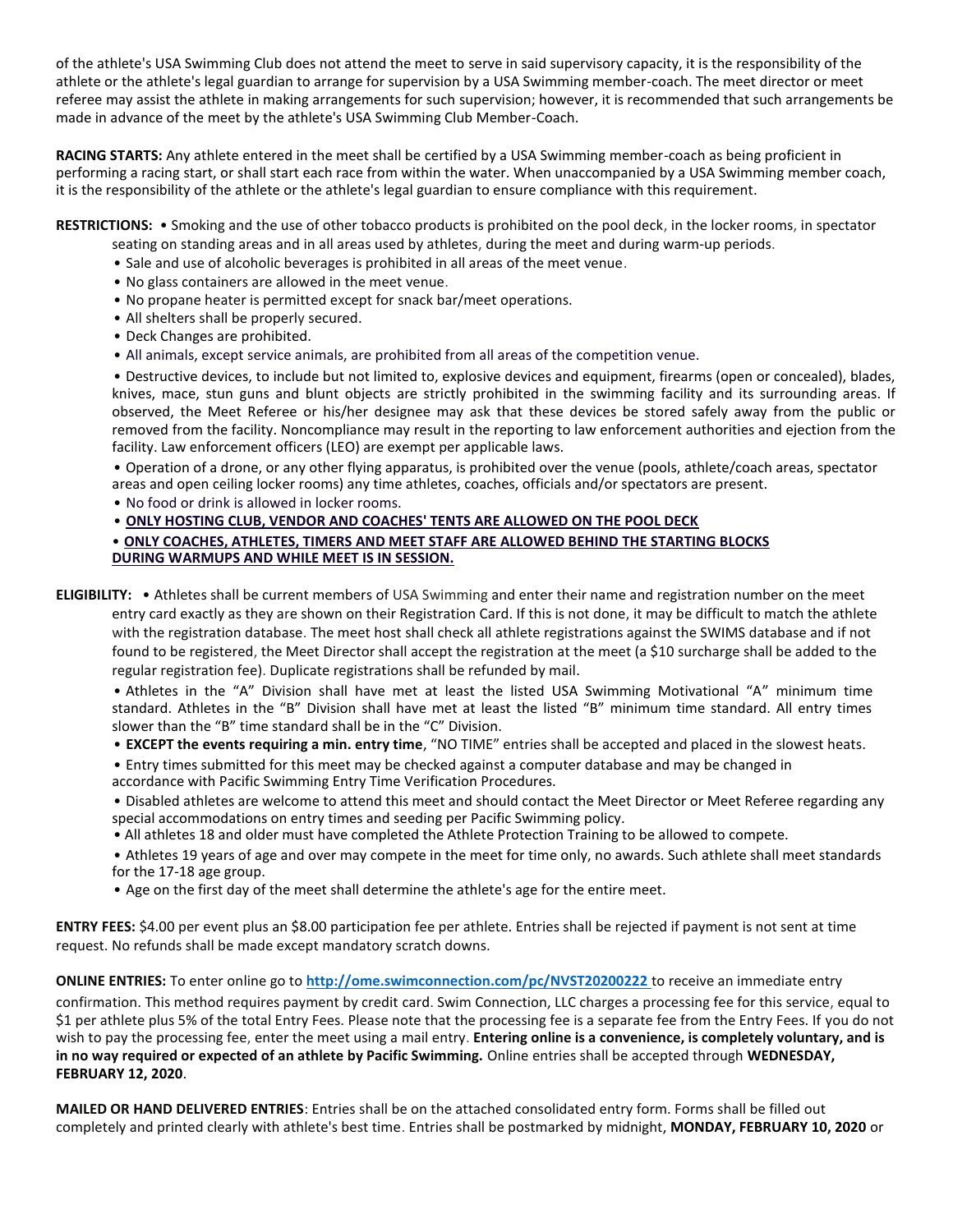of the athlete's USA Swimming Club does not attend the meet to serve in said supervisory capacity, it is the responsibility of the athlete or the athlete's legal guardian to arrange for supervision by a USA Swimming member-coach. The meet director or meet referee may assist the athlete in making arrangements for such supervision; however, it is recommended that such arrangements be made in advance of the meet by the athlete's USA Swimming Club Member-Coach.

**RACING STARTS:** Any athlete entered in the meet shall be certified by a USA Swimming member-coach as being proficient in performing a racing start, or shall start each race from within the water. When unaccompanied by a USA Swimming member coach, it is the responsibility of the athlete or the athlete's legal guardian to ensure compliance with this requirement.

**RESTRICTIONS:**

- Smoking and the use of other tobacco products is prohibited on the pool deck, in the locker rooms, in spectator seating on standing areas and in all areas used by athletes, during the meet and during warm-up periods.
- Sale and use of alcoholic beverages is prohibited in all areas of the meet venue.
- No glass containers are allowed in the meet venue.
- No propane heater is permitted except for snack bar/meet operations.
- All shelters shall be properly secured.
- Deck Changes are prohibited.
- All animals, except service animals, are prohibited from all areas of the competition venue.
- Destructive devices, to include but not limited to, explosive devices and equipment, firearms (open or concealed), blades, knives, mace, stun guns and blunt objects are strictly prohibited in the swimming facility and its surrounding areas. If observed, the Meet Referee or his/her designee may ask that these devices be stored safely away from the public or removed from the facility. Noncompliance may result in the reporting to law enforcement authorities and ejection from the facility. Law enforcement officers (LEO) are exempt per applicable laws.
- Operation of a drone, or any other flying apparatus, is prohibited over the venue (pools, athlete/coach areas, spectator areas and open ceiling locker rooms) any time athletes, coaches, officials and/or spectators are present.
- No food or drink is allowed in locker rooms.
- <u>**ONLY HOSTING CLUB, VENDOR AND COACHES' TENTS ARE ALLOWED ON THE POOL DECK**</u>
- <u>**ONLY COACHES, ATHLETES, TIMERS AND MEET STAFF ARE ALLOWED BEHIND THE STARTING BLOCKS DURING WARMUPS AND WHILE MEET IS IN SESSION.**</u>

**ELIGIBILITY:**

- Athletes shall be current members of USA Swimming and enter their name and registration number on the meet entry card exactly as they are shown on their Registration Card. If this is not done, it may be difficult to match the athlete with the registration database. The meet host shall check all athlete registrations against the SWIMS database and if not found to be registered, the Meet Director shall accept the registration at the meet (a $10 surcharge shall be added to the regular registration fee). Duplicate registrations shall be refunded by mail.
- Athletes in the "A" Division shall have met at least the listed USA Swimming Motivational "A" minimum time standard. Athletes in the "B" Division shall have met at least the listed "B" minimum time standard. All entry times slower than the "B" time standard shall be in the "C" Division.
- **EXCEPT the events requiring a min. entry time**, "NO TIME" entries shall be accepted and placed in the slowest heats.
- Entry times submitted for this meet may be checked against a computer database and may be changed in accordance with Pacific Swimming Entry Time Verification Procedures.
- Disabled athletes are welcome to attend this meet and should contact the Meet Director or Meet Referee regarding any special accommodations on entry times and seeding per Pacific Swimming policy.
- All athletes 18 and older must have completed the Athlete Protection Training to be allowed to compete.
- Athletes 19 years of age and over may compete in the meet for time only, no awards. Such athlete shall meet standards for the 17-18 age group.
- Age on the first day of the meet shall determine the athlete's age for the entire meet.

**ENTRY FEES:** $4.00 per event plus an $8.00 participation fee per athlete. Entries shall be rejected if payment is not sent at time request. No refunds shall be made except mandatory scratch downs.

**ONLINE ENTRIES:** To enter online go to **http://ome.swimconnection.com/pc/NVST20200222** to receive an immediate entry confirmation. This method requires payment by credit card. Swim Connection, LLC charges a processing fee for this service, equal to $1 per athlete plus 5% of the total Entry Fees. Please note that the processing fee is a separate fee from the Entry Fees. If you do not wish to pay the processing fee, enter the meet using a mail entry. **Entering online is a convenience, is completely voluntary, and is in no way required or expected of an athlete by Pacific Swimming.** Online entries shall be accepted through **WEDNESDAY, FEBRUARY 12, 2020**.

**MAILED OR HAND DELIVERED ENTRIES**: Entries shall be on the attached consolidated entry form. Forms shall be filled out completely and printed clearly with athlete's best time. Entries shall be postmarked by midnight, **MONDAY, FEBRUARY 10, 2020** or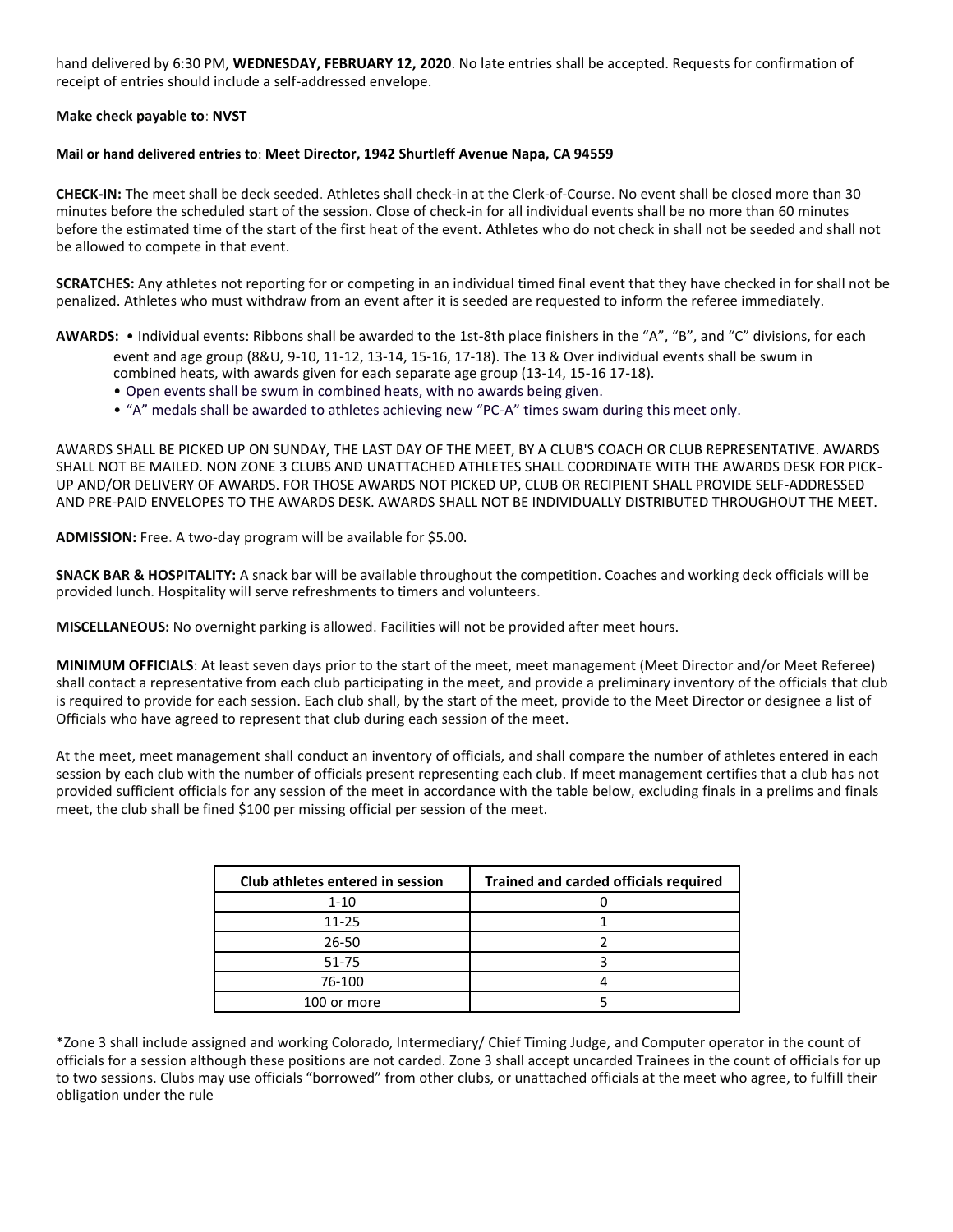hand delivered by 6:30 PM, **WEDNESDAY, FEBRUARY 12, 2020**. No late entries shall be accepted. Requests for confirmation of receipt of entries should include a self-addressed envelope.

**Make check payable to**: **NVST**

**Mail or hand delivered entries to**: **Meet Director, 1942 Shurtleff Avenue Napa, CA 94559**

**CHECK-IN:** The meet shall be deck seeded. Athletes shall check-in at the Clerk-of-Course. No event shall be closed more than 30 minutes before the scheduled start of the session. Close of check-in for all individual events shall be no more than 60 minutes before the estimated time of the start of the first heat of the event. Athletes who do not check in shall not be seeded and shall not be allowed to compete in that event.

**SCRATCHES:** Any athletes not reporting for or competing in an individual timed final event that they have checked in for shall not be penalized. Athletes who must withdraw from an event after it is seeded are requested to inform the referee immediately.

**AWARDS:**
- Individual events: Ribbons shall be awarded to the 1st-8th place finishers in the "A", "B", and "C" divisions, for each event and age group (8&U, 9-10, 11-12, 13-14, 15-16, 17-18). The 13 & Over individual events shall be swum in combined heats, with awards given for each separate age group (13-14, 15-16 17-18).
- Open events shall be swum in combined heats, with no awards being given.
- "A" medals shall be awarded to athletes achieving new "PC-A" times swam during this meet only.

AWARDS SHALL BE PICKED UP ON SUNDAY, THE LAST DAY OF THE MEET, BY A CLUB'S COACH OR CLUB REPRESENTATIVE. AWARDS SHALL NOT BE MAILED. NON ZONE 3 CLUBS AND UNATTACHED ATHLETES SHALL COORDINATE WITH THE AWARDS DESK FOR PICK-UP AND/OR DELIVERY OF AWARDS. FOR THOSE AWARDS NOT PICKED UP, CLUB OR RECIPIENT SHALL PROVIDE SELF-ADDRESSED AND PRE-PAID ENVELOPES TO THE AWARDS DESK. AWARDS SHALL NOT BE INDIVIDUALLY DISTRIBUTED THROUGHOUT THE MEET.

**ADMISSION:** Free. A two-day program will be available for $5.00.

**SNACK BAR & HOSPITALITY:** A snack bar will be available throughout the competition. Coaches and working deck officials will be provided lunch. Hospitality will serve refreshments to timers and volunteers.

**MISCELLANEOUS:** No overnight parking is allowed. Facilities will not be provided after meet hours.

**MINIMUM OFFICIALS**: At least seven days prior to the start of the meet, meet management (Meet Director and/or Meet Referee) shall contact a representative from each club participating in the meet, and provide a preliminary inventory of the officials that club is required to provide for each session. Each club shall, by the start of the meet, provide to the Meet Director or designee a list of Officials who have agreed to represent that club during each session of the meet.

At the meet, meet management shall conduct an inventory of officials, and shall compare the number of athletes entered in each session by each club with the number of officials present representing each club. If meet management certifies that a club has not provided sufficient officials for any session of the meet in accordance with the table below, excluding finals in a prelims and finals meet, the club shall be fined $100 per missing official per session of the meet.

| Club athletes entered in session | Trained and carded officials required |
|---|---|
| 1-10 | 0 |
| 11-25 | 1 |
| 26-50 | 2 |
| 51-75 | 3 |
| 76-100 | 4 |
| 100 or more | 5 |

*Zone 3 shall include assigned and working Colorado, Intermediary/ Chief Timing Judge, and Computer operator in the count of officials for a session although these positions are not carded. Zone 3 shall accept uncarded Trainees in the count of officials for up to two sessions. Clubs may use officials "borrowed" from other clubs, or unattached officials at the meet who agree, to fulfill their obligation under the rule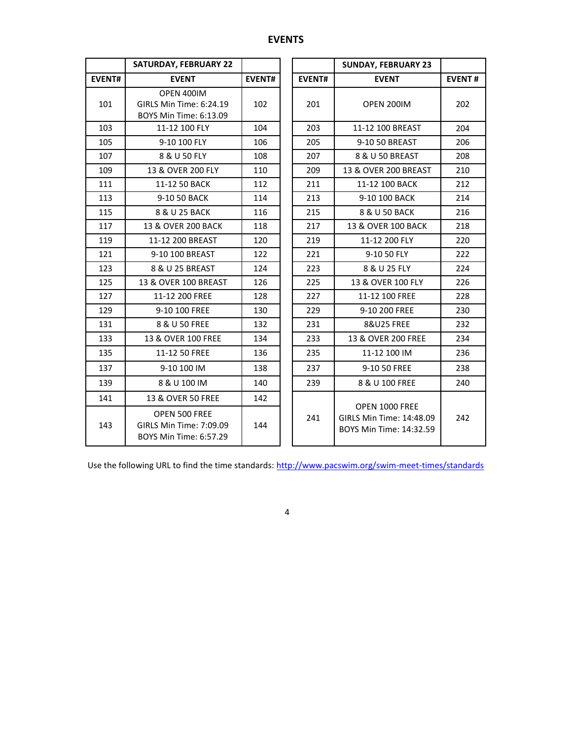# EVENTS

| | SATURDAY, FEBRUARY 22 | |
|---|---|---|
| EVENT# | EVENT | EVENT# |
| 101 | OPEN 400IM<br>GIRLS Min Time: 6:24.19<br>BOYS Min Time: 6:13.09 | 102 |
| 103 | 11-12 100 FLY | 104 |
| 105 | 9-10 100 FLY | 106 |
| 107 | 8 & U 50 FLY | 108 |
| 109 | 13 & OVER 200 FLY | 110 |
| 111 | 11-12 50 BACK | 112 |
| 113 | 9-10 50 BACK | 114 |
| 115 | 8 & U 25 BACK | 116 |
| 117 | 13 & OVER 200 BACK | 118 |
| 119 | 11-12 200 BREAST | 120 |
| 121 | 9-10 100 BREAST | 122 |
| 123 | 8 & U 25 BREAST | 124 |
| 125 | 13 & OVER 100 BREAST | 126 |
| 127 | 11-12 200 FREE | 128 |
| 129 | 9-10 100 FREE | 130 |
| 131 | 8 & U 50 FREE | 132 |
| 133 | 13 & OVER 100 FREE | 134 |
| 135 | 11-12 50 FREE | 136 |
| 137 | 9-10 100 IM | 138 |
| 139 | 8 & U 100 IM | 140 |
| 141 | 13 & OVER 50 FREE | 142 |
| 143 | OPEN 500 FREE<br>GIRLS Min Time: 7:09.09<br>BOYS Min Time: 6:57.29 | 144 |

| | SUNDAY, FEBRUARY 23 | |
|---|---|---|
| EVENT# | EVENT | EVENT # |
| 201 | OPEN 200IM | 202 |
| 203 | 11-12 100 BREAST | 204 |
| 205 | 9-10 50 BREAST | 206 |
| 207 | 8 & U 50 BREAST | 208 |
| 209 | 13 & OVER 200 BREAST | 210 |
| 211 | 11-12 100 BACK | 212 |
| 213 | 9-10 100 BACK | 214 |
| 215 | 8 & U 50 BACK | 216 |
| 217 | 13 & OVER 100 BACK | 218 |
| 219 | 11-12 200 FLY | 220 |
| 221 | 9-10 50 FLY | 222 |
| 223 | 8 & U 25 FLY | 224 |
| 225 | 13 & OVER 100 FLY | 226 |
| 227 | 11-12 100 FREE | 228 |
| 229 | 9-10 200 FREE | 230 |
| 231 | 8&U25 FREE | 232 |
| 233 | 13 & OVER 200 FREE | 234 |
| 235 | 11-12 100 IM | 236 |
| 237 | 9-10 50 FREE | 238 |
| 239 | 8 & U 100 FREE | 240 |
| 241 | OPEN 1000 FREE<br>GIRLS Min Time: 14:48.09<br>BOYS Min Time: 14:32.59 | 242 |

Use the following URL to find the time standards: http://www.pacswim.org/swim-meet-times/standards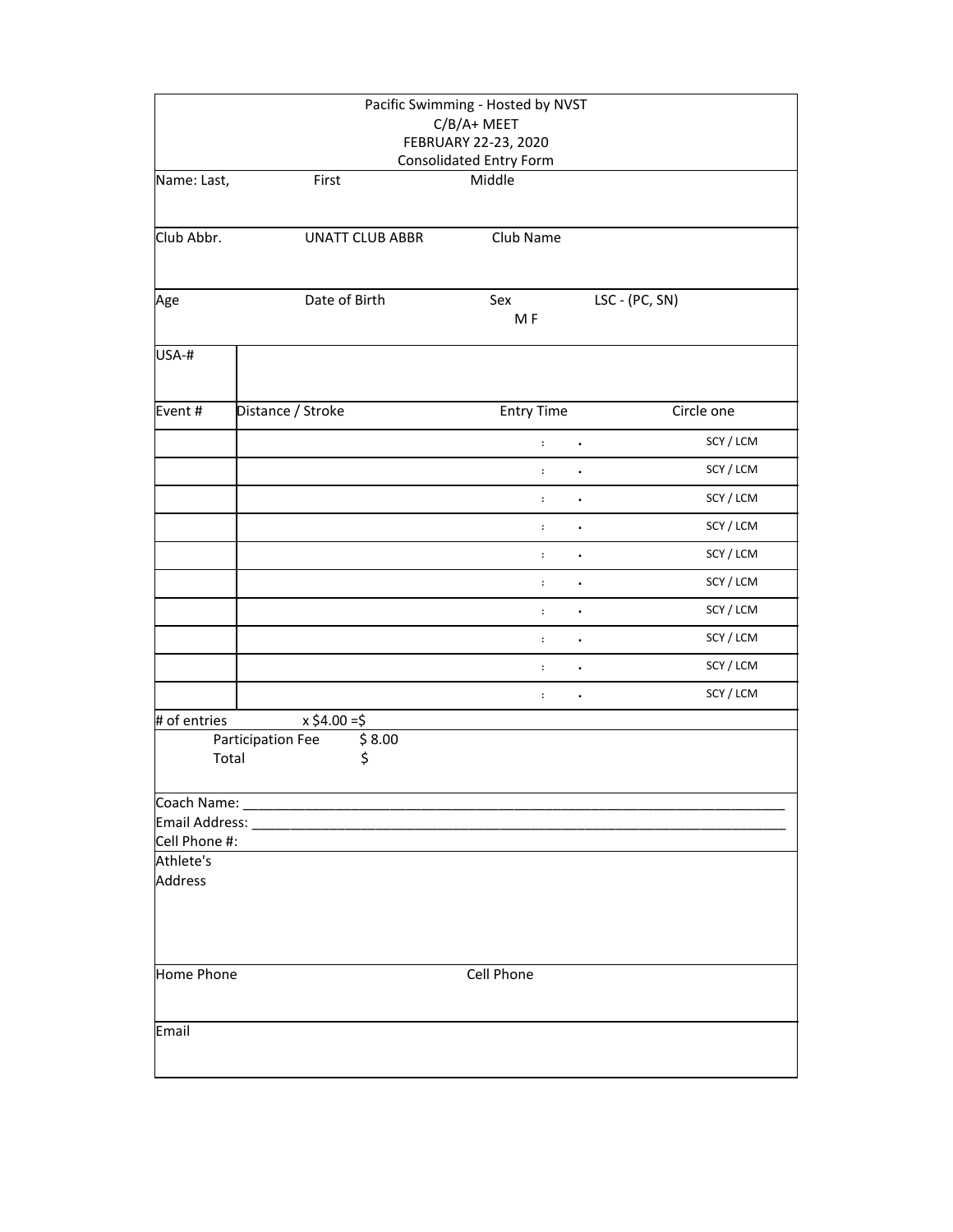Pacific Swimming - Hosted by NVST
C/B/A+ MEET
FEBRUARY 22-23, 2020
Consolidated Entry Form

| Name: Last, | First | Middle | |
|---|---|---|---|
| | | | |

| Club Abbr. | UNATT CLUB ABBR | Club Name |
|---|---|---|
| | | |

| Age | Date of Birth | Sex M F | LSC - (PC, SN) |
|---|---|---|---|
| | | | |

| USA-# | |
|---|---|
| | |

| Event # | Distance / Stroke | Entry Time | Circle one |
|---|---|---|---|
| | | : . | SCY / LCM |
| | | : . | SCY / LCM |
| | | : . | SCY / LCM |
| | | : . | SCY / LCM |
| | | : . | SCY / LCM |
| | | : . | SCY / LCM |
| | | : . | SCY / LCM |
| | | : . | SCY / LCM |
| | | : . | SCY / LCM |
| | | : . | SCY / LCM |

| | | |
|---|---|---|
| # of entries | x $4.00 =$ | |
| Participation Fee | $ 8.00 | |
| Total | $ | |

Coach Name: ______________________________________________________________

Email Address: ______________________________________________________________

Cell Phone #:

Athlete's Address

| Home Phone | Cell Phone |
|---|---|
| | |

Email